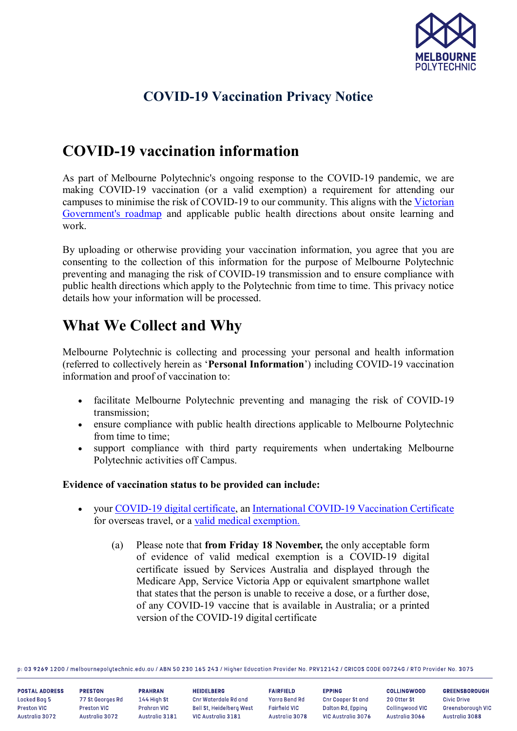# COVID-19 Vaccination Privacy Notice

## COVID-19 vaccination information

As part of Melbourne Polytechnic's ongoing response to the COVID-19 pandemic, we are making COVID-19 vaccination (or a valid exemption) a requirement for attending our campuses to minimise the risk of COVID-19 to our community. This aligns with the Victorian Government's roadmap and applicable public health directions about onsite learning and work.

By uploading or otherwise providing your vaccination information, you agree that you are consenting to the collection of this information for the purpose of Melbourne Polytechnic preventing and managing the risk of COVID-19 transmission and to ensure compliance with public health directions which apply to the Polytechnic from time to time. This privacy notice details how your information will be processed.

## What We Collect and Why

Melbourne Polytechnic is collecting and processing your personal and health information (referred to collectively herein as '**Personal Information**') including COVID-19 vaccination information and proof of vaccination to:

- facilitate Melbourne Polytechnic preventing and managing the risk of COVID-19 transmission;
- ensure compliance with public health directions applicable to Melbourne Polytechnic from time to time;
- support compliance with third party requirements when undertaking Melbourne Polytechnic activities off Campus.

**Evidence of vaccination status to be provided can include:**

- your COVID-19 digital certificate, an International COVID-19 Vaccination Certificate for overseas travel, or a valid medical exemption.

  (a) Please note that **from Friday 18 November,** the only acceptable form of evidence of valid medical exemption is a COVID-19 digital certificate issued by Services Australia and displayed through the Medicare App, Service Victoria App or equivalent smartphone wallet that states that the person is unable to receive a dose, or a further dose, of any COVID-19 vaccine that is available in Australia; or a printed version of the COVID-19 digital certificate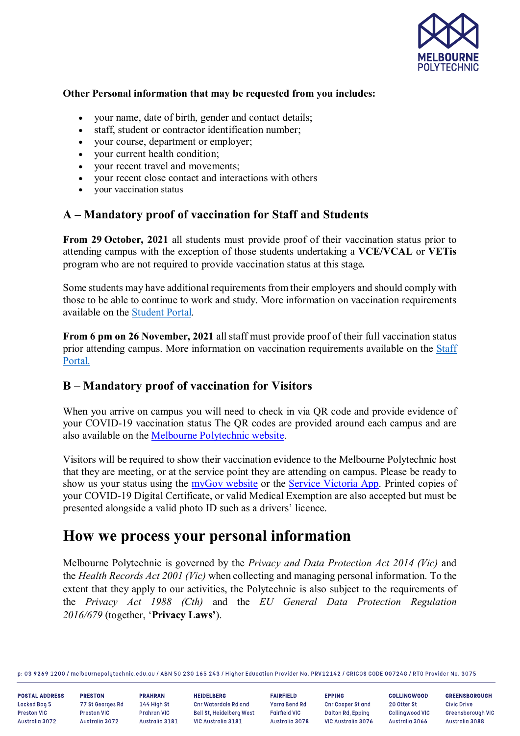**Other Personal information that may be requested from you includes:**

- your name, date of birth, gender and contact details;
- staff, student or contractor identification number;
- your course, department or employer;
- your current health condition;
- your recent travel and movements;
- your recent close contact and interactions with others
- your vaccination status

### A – Mandatory proof of vaccination for Staff and Students

**From 29 October, 2021** all students must provide proof of their vaccination status prior to attending campus with the exception of those students undertaking a **VCE/VCAL** or **VETis** program who are not required to provide vaccination status at this stage**.**

Some students may have additional requirements from their employers and should comply with those to be able to continue to work and study. More information on vaccination requirements available on the Student Portal.

**From 6 pm on 26 November, 2021** all staff must provide proof of their full vaccination status prior attending campus. More information on vaccination requirements available on the Staff Portal.

### B – Mandatory proof of vaccination for Visitors

When you arrive on campus you will need to check in via QR code and provide evidence of your COVID-19 vaccination status The QR codes are provided around each campus and are also available on the Melbourne Polytechnic website.

Visitors will be required to show their vaccination evidence to the Melbourne Polytechnic host that they are meeting, or at the service point they are attending on campus. Please be ready to show us your status using the myGov website or the Service Victoria App. Printed copies of your COVID-19 Digital Certificate, or valid Medical Exemption are also accepted but must be presented alongside a valid photo ID such as a drivers' licence.

## How we process your personal information

Melbourne Polytechnic is governed by the *Privacy and Data Protection Act 2014 (Vic)* and the *Health Records Act 2001 (Vic)* when collecting and managing personal information. To the extent that they apply to our activities, the Polytechnic is also subject to the requirements of the *Privacy Act 1988 (Cth)* and the *EU General Data Protection Regulation 2016/679* (together, '**Privacy Laws**').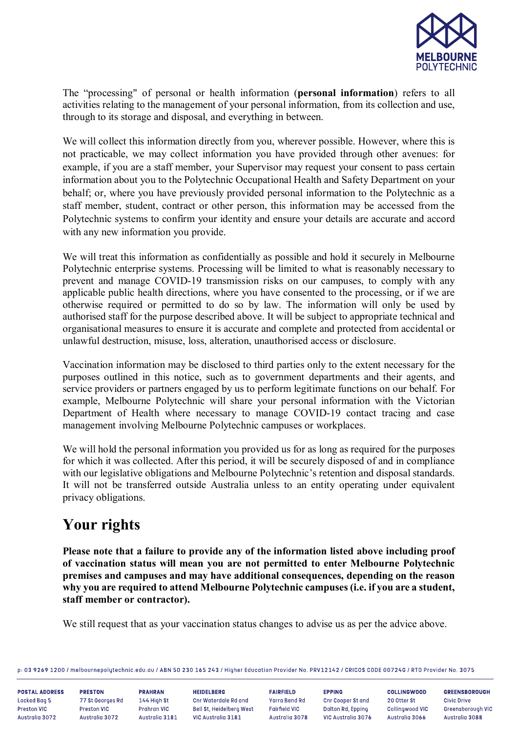The “processing" of personal or health information (**personal information**) refers to all activities relating to the management of your personal information, from its collection and use, through to its storage and disposal, and everything in between.

We will collect this information directly from you, wherever possible. However, where this is not practicable, we may collect information you have provided through other avenues: for example, if you are a staff member, your Supervisor may request your consent to pass certain information about you to the Polytechnic Occupational Health and Safety Department on your behalf; or, where you have previously provided personal information to the Polytechnic as a staff member, student, contract or other person, this information may be accessed from the Polytechnic systems to confirm your identity and ensure your details are accurate and accord with any new information you provide.

We will treat this information as confidentially as possible and hold it securely in Melbourne Polytechnic enterprise systems. Processing will be limited to what is reasonably necessary to prevent and manage COVID-19 transmission risks on our campuses, to comply with any applicable public health directions, where you have consented to the processing, or if we are otherwise required or permitted to do so by law. The information will only be used by authorised staff for the purpose described above. It will be subject to appropriate technical and organisational measures to ensure it is accurate and complete and protected from accidental or unlawful destruction, misuse, loss, alteration, unauthorised access or disclosure.

Vaccination information may be disclosed to third parties only to the extent necessary for the purposes outlined in this notice, such as to government departments and their agents, and service providers or partners engaged by us to perform legitimate functions on our behalf. For example, Melbourne Polytechnic will share your personal information with the Victorian Department of Health where necessary to manage COVID-19 contact tracing and case management involving Melbourne Polytechnic campuses or workplaces.

We will hold the personal information you provided us for as long as required for the purposes for which it was collected. After this period, it will be securely disposed of and in compliance with our legislative obligations and Melbourne Polytechnic’s retention and disposal standards. It will not be transferred outside Australia unless to an entity operating under equivalent privacy obligations.

# Your rights

**Please note that a failure to provide any of the information listed above including proof of vaccination status will mean you are not permitted to enter Melbourne Polytechnic premises and campuses and may have additional consequences, depending on the reason why you are required to attend Melbourne Polytechnic campuses (i.e. if you are a student, staff member or contractor).**

We still request that as your vaccination status changes to advise us as per the advice above.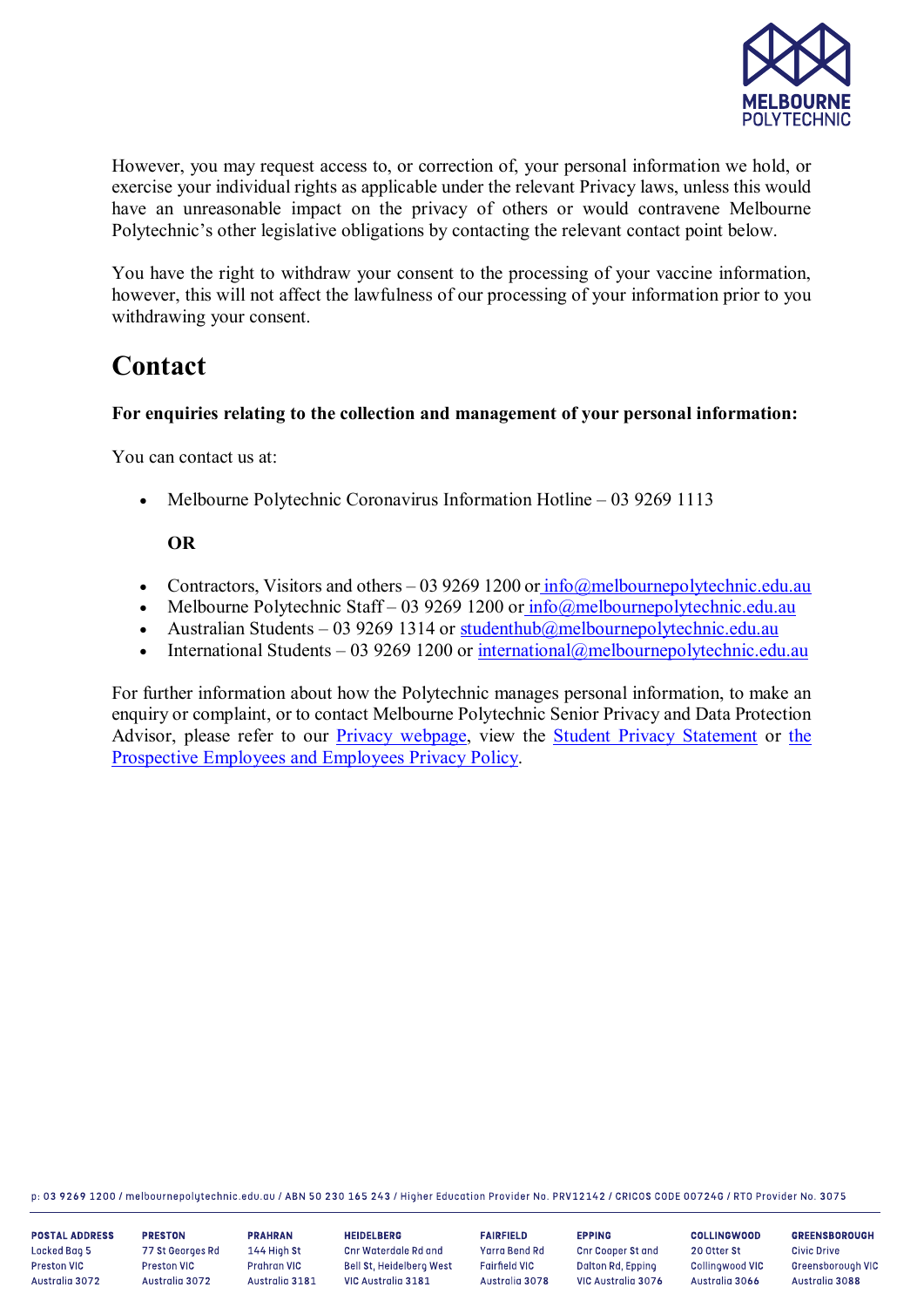However, you may request access to, or correction of, your personal information we hold, or exercise your individual rights as applicable under the relevant Privacy laws, unless this would have an unreasonable impact on the privacy of others or would contravene Melbourne Polytechnic's other legislative obligations by contacting the relevant contact point below.

You have the right to withdraw your consent to the processing of your vaccine information, however, this will not affect the lawfulness of our processing of your information prior to you withdrawing your consent.

# Contact

**For enquiries relating to the collection and management of your personal information:**

You can contact us at:

- Melbourne Polytechnic Coronavirus Information Hotline – 03 9269 1113

  **OR**

- Contractors, Visitors and others – 03 9269 1200 or info@melbournepolytechnic.edu.au
- Melbourne Polytechnic Staff – 03 9269 1200 or info@melbournepolytechnic.edu.au
- Australian Students – 03 9269 1314 or studenthub@melbournepolytechnic.edu.au
- International Students – 03 9269 1200 or international@melbournepolytechnic.edu.au

For further information about how the Polytechnic manages personal information, to make an enquiry or complaint, or to contact Melbourne Polytechnic Senior Privacy and Data Protection Advisor, please refer to our Privacy webpage, view the Student Privacy Statement or the Prospective Employees and Employees Privacy Policy.